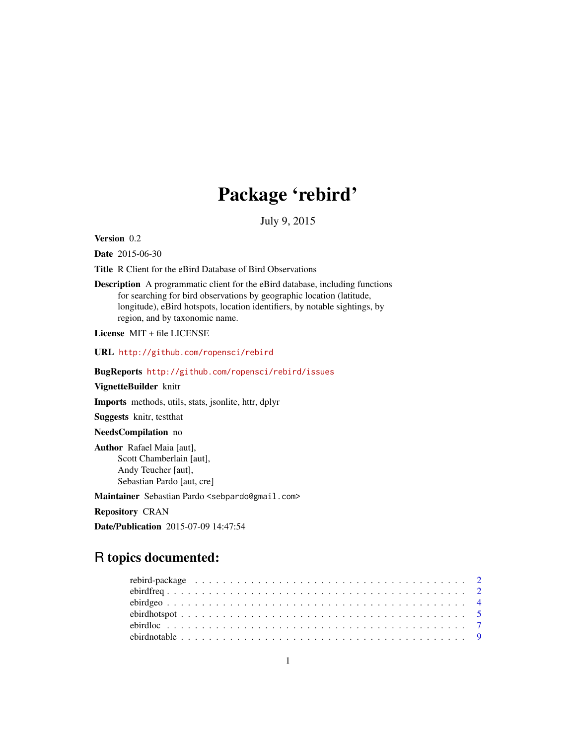# Package 'rebird'

July 9, 2015

**Version** 0.2

**Date** 2015-06-30

**Title** R Client for the eBird Database of Bird Observations

**Description** A programmatic client for the eBird database, including functions for searching for bird observations by geographic location (latitude, longitude), eBird hotspots, location identifiers, by notable sightings, by region, and by taxonomic name.

**License** MIT + file LICENSE

**URL** http://github.com/ropensci/rebird

**BugReports** http://github.com/ropensci/rebird/issues

**VignetteBuilder** knitr

**Imports** methods, utils, stats, jsonlite, httr, dplyr

**Suggests** knitr, testthat

**NeedsCompilation** no

**Author** Rafael Maia [aut],
Scott Chamberlain [aut],
Andy Teucher [aut],
Sebastian Pardo [aut, cre]

**Maintainer** Sebastian Pardo <sebpardo@gmail.com>

**Repository** CRAN

**Date/Publication** 2015-07-09 14:47:54

## R topics documented:

- rebird-package . . . . . . . . . . . . . . . . . . . . . . . . . . . . . . . . . . . . . . 2
- ebirdfreq . . . . . . . . . . . . . . . . . . . . . . . . . . . . . . . . . . . . . . . . . 2
- ebirdgeo . . . . . . . . . . . . . . . . . . . . . . . . . . . . . . . . . . . . . . . . . 4
- ebirdhotspot . . . . . . . . . . . . . . . . . . . . . . . . . . . . . . . . . . . . . . . 5
- ebirdloc . . . . . . . . . . . . . . . . . . . . . . . . . . . . . . . . . . . . . . . . . 7
- ebirdnotable . . . . . . . . . . . . . . . . . . . . . . . . . . . . . . . . . . . . . . . 9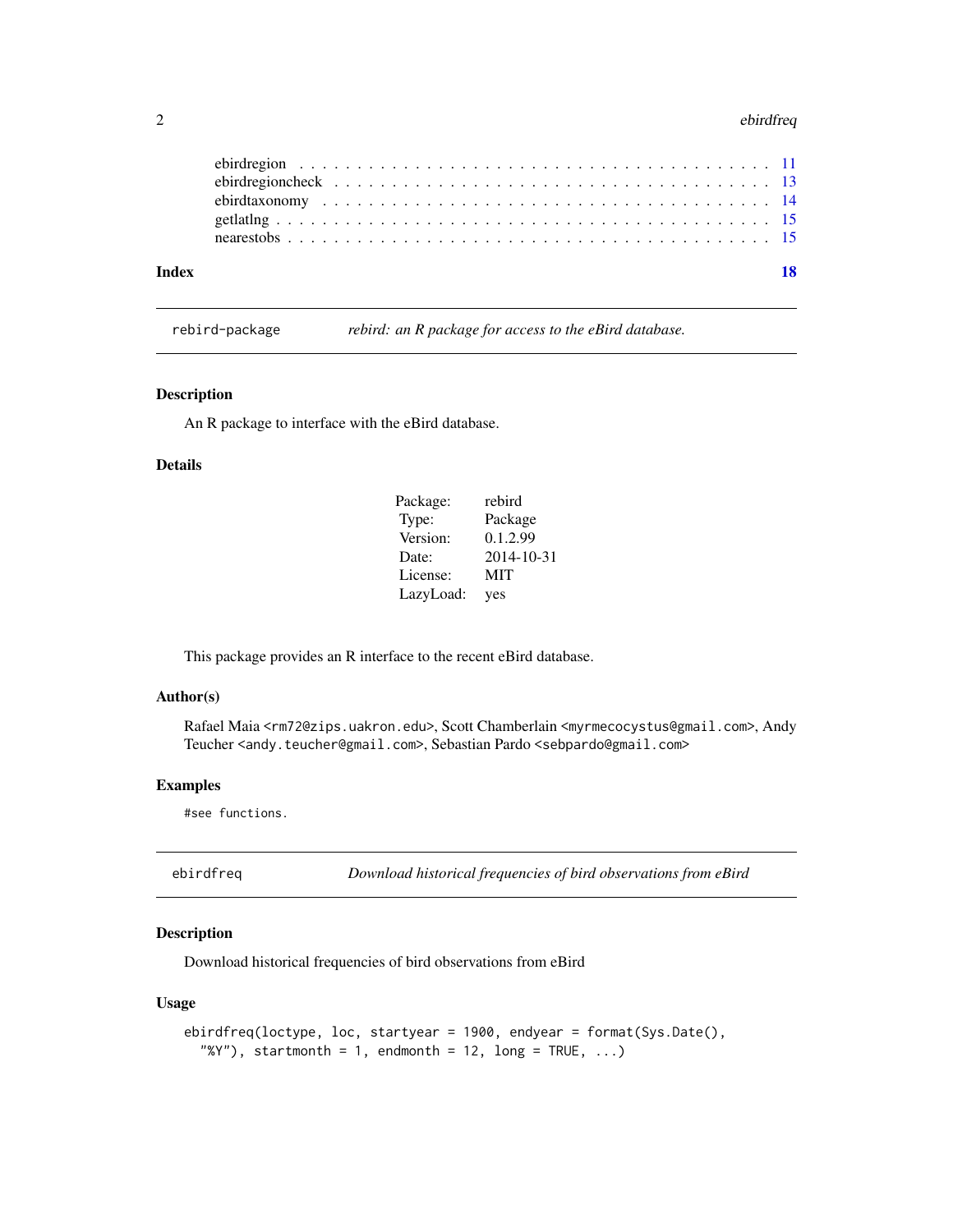ebirdregion . . . . . . . . . . . . . . . . . . . . . . . . . . . . . . . . . . . . . 11
ebirdregioncheck . . . . . . . . . . . . . . . . . . . . . . . . . . . . . . . . . . 13
ebirdtaxonomy . . . . . . . . . . . . . . . . . . . . . . . . . . . . . . . . . . . 14
getlatlng . . . . . . . . . . . . . . . . . . . . . . . . . . . . . . . . . . . . . . . 15
nearestobs . . . . . . . . . . . . . . . . . . . . . . . . . . . . . . . . . . . . . . 15

**Index** **18**

---

## rebird-package — *rebird: an R package for access to the eBird database.*

### Description

An R package to interface with the eBird database.

### Details

| | |
|---|---|
| Package: | rebird |
| Type: | Package |
| Version: | 0.1.2.99 |
| Date: | 2014-10-31 |
| License: | MIT |
| LazyLoad: | yes |

This package provides an R interface to the recent eBird database.

### Author(s)

Rafael Maia <rm72@zips.uakron.edu>, Scott Chamberlain <myrmecocystus@gmail.com>, Andy Teucher <andy.teucher@gmail.com>, Sebastian Pardo <sebpardo@gmail.com>

### Examples

```
#see functions.
```

---

## ebirdfreq — *Download historical frequencies of bird observations from eBird*

### Description

Download historical frequencies of bird observations from eBird

### Usage

```
ebirdfreq(loctype, loc, startyear = 1900, endyear = format(Sys.Date(),
  "%Y"), startmonth = 1, endmonth = 12, long = TRUE, ...)
```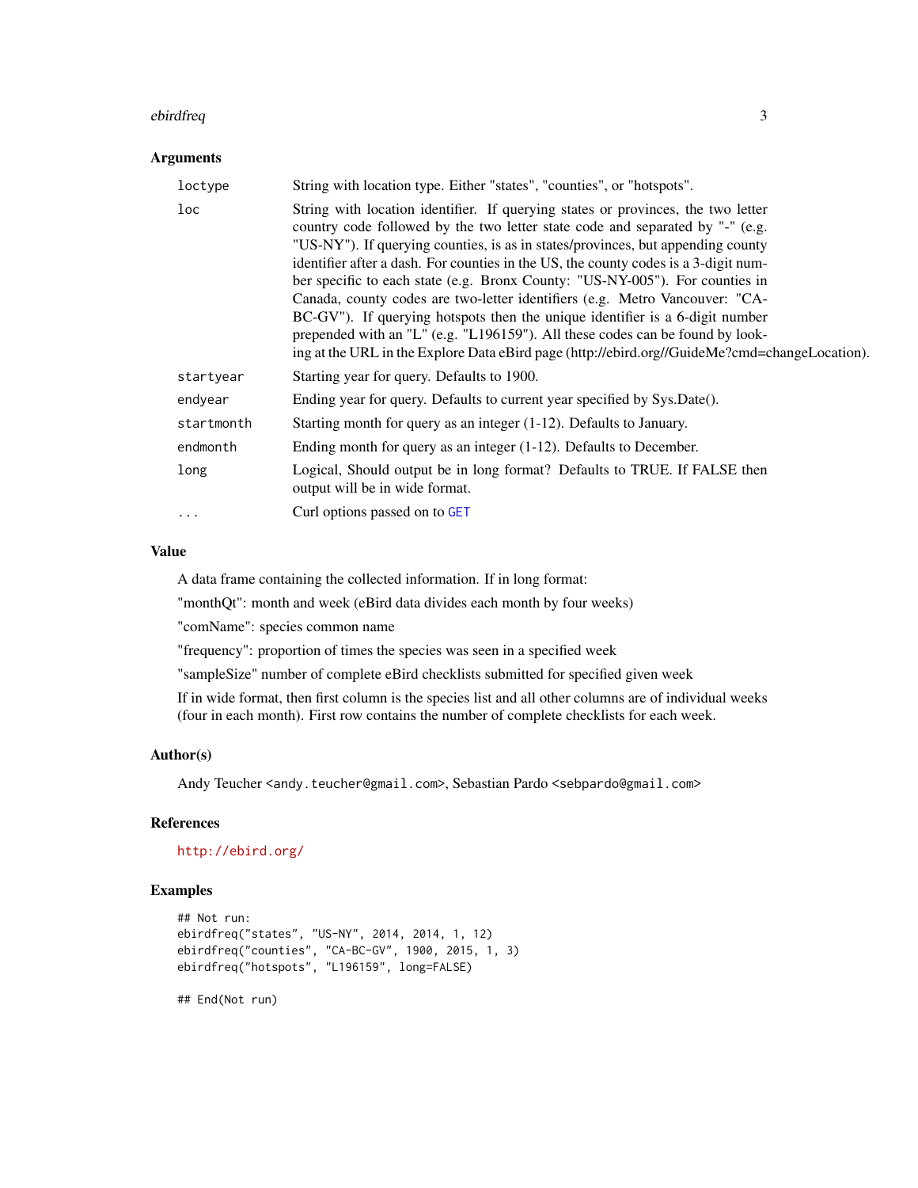## Arguments

| | |
|---|---|
| loctype | String with location type. Either "states", "counties", or "hotspots". |
| loc | String with location identifier. If querying states or provinces, the two letter country code followed by the two letter state code and separated by "-" (e.g. "US-NY"). If querying counties, is as in states/provinces, but appending county identifier after a dash. For counties in the US, the county codes is a 3-digit number specific to each state (e.g. Bronx County: "US-NY-005"). For counties in Canada, county codes are two-letter identifiers (e.g. Metro Vancouver: "CA-BC-GV"). If querying hotspots then the unique identifier is a 6-digit number prepended with an "L" (e.g. "L196159"). All these codes can be found by looking at the URL in the Explore Data eBird page (http://ebird.org//GuideMe?cmd=changeLocation). |
| startyear | Starting year for query. Defaults to 1900. |
| endyear | Ending year for query. Defaults to current year specified by Sys.Date(). |
| startmonth | Starting month for query as an integer (1-12). Defaults to January. |
| endmonth | Ending month for query as an integer (1-12). Defaults to December. |
| long | Logical, Should output be in long format? Defaults to TRUE. If FALSE then output will be in wide format. |
| ... | Curl options passed on to GET |

## Value

A data frame containing the collected information. If in long format:

"monthQt": month and week (eBird data divides each month by four weeks)

"comName": species common name

"frequency": proportion of times the species was seen in a specified week

"sampleSize" number of complete eBird checklists submitted for specified given week

If in wide format, then first column is the species list and all other columns are of individual weeks (four in each month). First row contains the number of complete checklists for each week.

## Author(s)

Andy Teucher <andy.teucher@gmail.com>, Sebastian Pardo <sebpardo@gmail.com>

## References

http://ebird.org/

## Examples

```
## Not run:
ebirdfreq("states", "US-NY", 2014, 2014, 1, 12)
ebirdfreq("counties", "CA-BC-GV", 1900, 2015, 1, 3)
ebirdfreq("hotspots", "L196159", long=FALSE)

## End(Not run)
```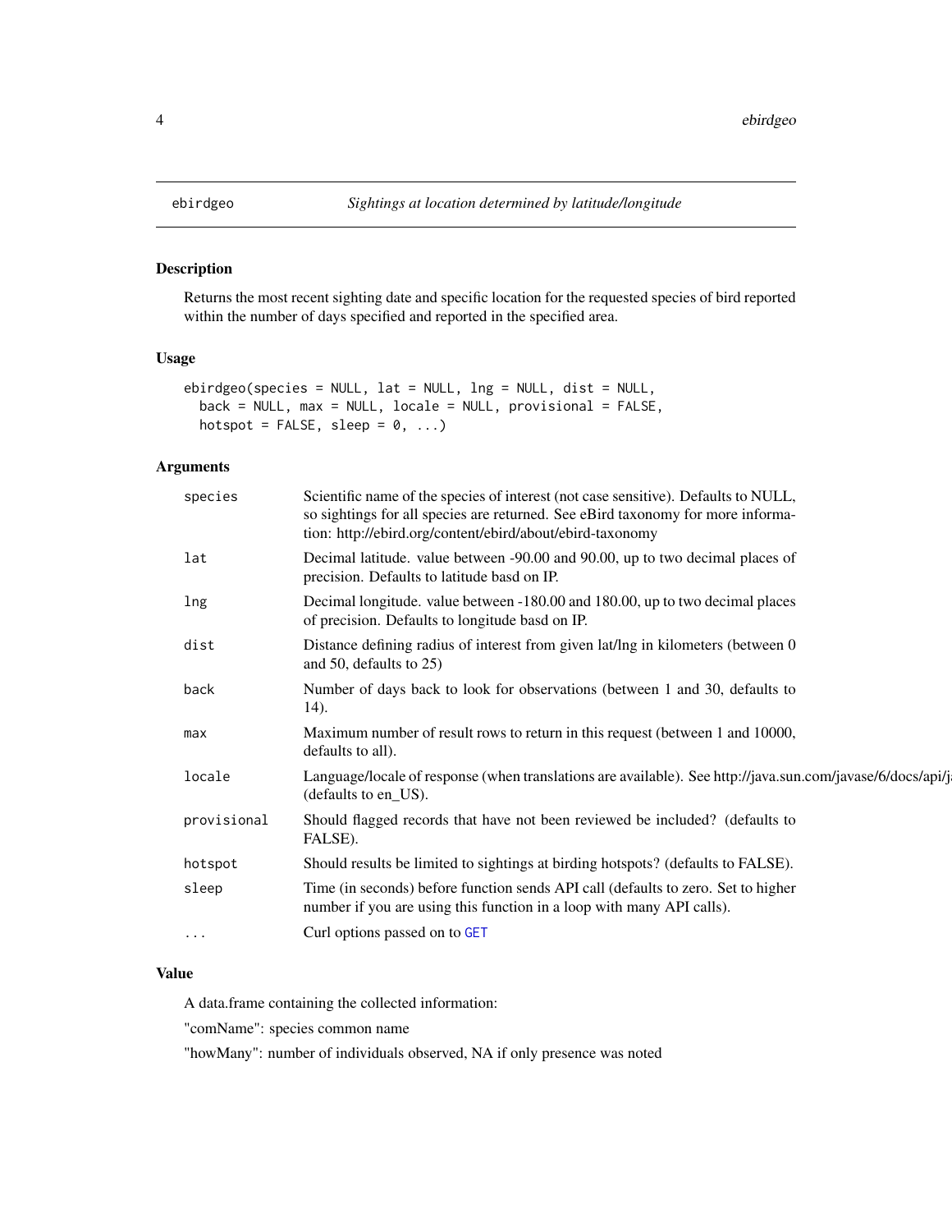## ebirdgeo — *Sightings at location determined by latitude/longitude*

### Description

Returns the most recent sighting date and specific location for the requested species of bird reported within the number of days specified and reported in the specified area.

### Usage

```
ebirdgeo(species = NULL, lat = NULL, lng = NULL, dist = NULL,
  back = NULL, max = NULL, locale = NULL, provisional = FALSE,
  hotspot = FALSE, sleep = 0, ...)
```

### Arguments

| Argument | Description |
|---|---|
| species | Scientific name of the species of interest (not case sensitive). Defaults to NULL, so sightings for all species are returned. See eBird taxonomy for more information: http://ebird.org/content/ebird/about/ebird-taxonomy |
| lat | Decimal latitude. value between -90.00 and 90.00, up to two decimal places of precision. Defaults to latitude basd on IP. |
| lng | Decimal longitude. value between -180.00 and 180.00, up to two decimal places of precision. Defaults to longitude basd on IP. |
| dist | Distance defining radius of interest from given lat/lng in kilometers (between 0 and 50, defaults to 25) |
| back | Number of days back to look for observations (between 1 and 30, defaults to 14). |
| max | Maximum number of result rows to return in this request (between 1 and 10000, defaults to all). |
| locale | Language/locale of response (when translations are available). See http://java.sun.com/javase/6/docs/api/j (defaults to en_US). |
| provisional | Should flagged records that have not been reviewed be included? (defaults to FALSE). |
| hotspot | Should results be limited to sightings at birding hotspots? (defaults to FALSE). |
| sleep | Time (in seconds) before function sends API call (defaults to zero. Set to higher number if you are using this function in a loop with many API calls). |
| ... | Curl options passed on to GET |

### Value

A data.frame containing the collected information:

"comName": species common name

"howMany": number of individuals observed, NA if only presence was noted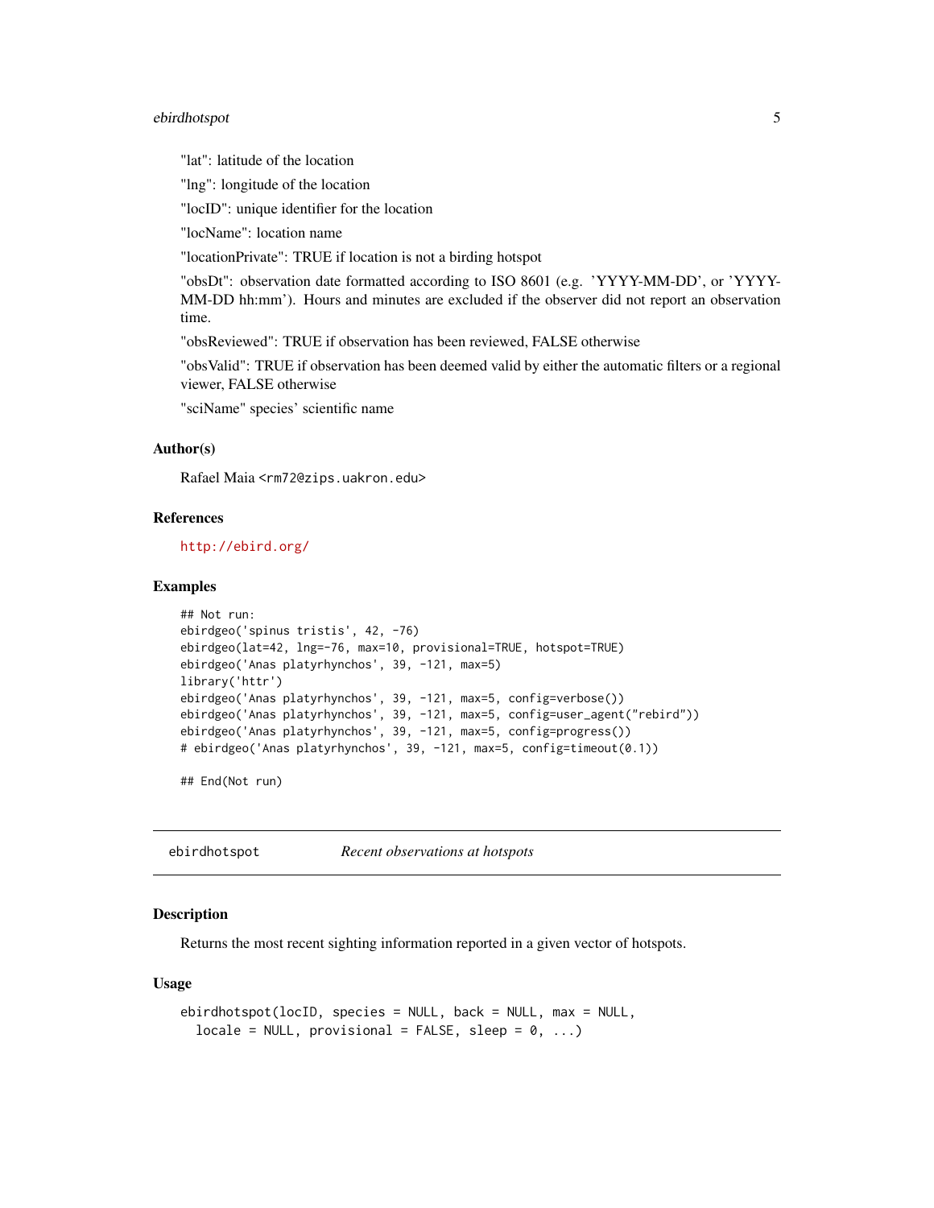"lat": latitude of the location

"lng": longitude of the location

"locID": unique identifier for the location

"locName": location name

"locationPrivate": TRUE if location is not a birding hotspot

"obsDt": observation date formatted according to ISO 8601 (e.g. 'YYYY-MM-DD', or 'YYYY-MM-DD hh:mm'). Hours and minutes are excluded if the observer did not report an observation time.

"obsReviewed": TRUE if observation has been reviewed, FALSE otherwise

"obsValid": TRUE if observation has been deemed valid by either the automatic filters or a regional viewer, FALSE otherwise

"sciName" species' scientific name

### Author(s)

Rafael Maia <rm72@zips.uakron.edu>

### References

http://ebird.org/

### Examples

```
## Not run:
ebirdgeo('spinus tristis', 42, -76)
ebirdgeo(lat=42, lng=-76, max=10, provisional=TRUE, hotspot=TRUE)
ebirdgeo('Anas platyrhynchos', 39, -121, max=5)
library('httr')
ebirdgeo('Anas platyrhynchos', 39, -121, max=5, config=verbose())
ebirdgeo('Anas platyrhynchos', 39, -121, max=5, config=user_agent("rebird"))
ebirdgeo('Anas platyrhynchos', 39, -121, max=5, config=progress())
# ebirdgeo('Anas platyrhynchos', 39, -121, max=5, config=timeout(0.1))

## End(Not run)
```

---

## ebirdhotspot *Recent observations at hotspots*

### Description

Returns the most recent sighting information reported in a given vector of hotspots.

### Usage

```
ebirdhotspot(locID, species = NULL, back = NULL, max = NULL,
  locale = NULL, provisional = FALSE, sleep = 0, ...)
```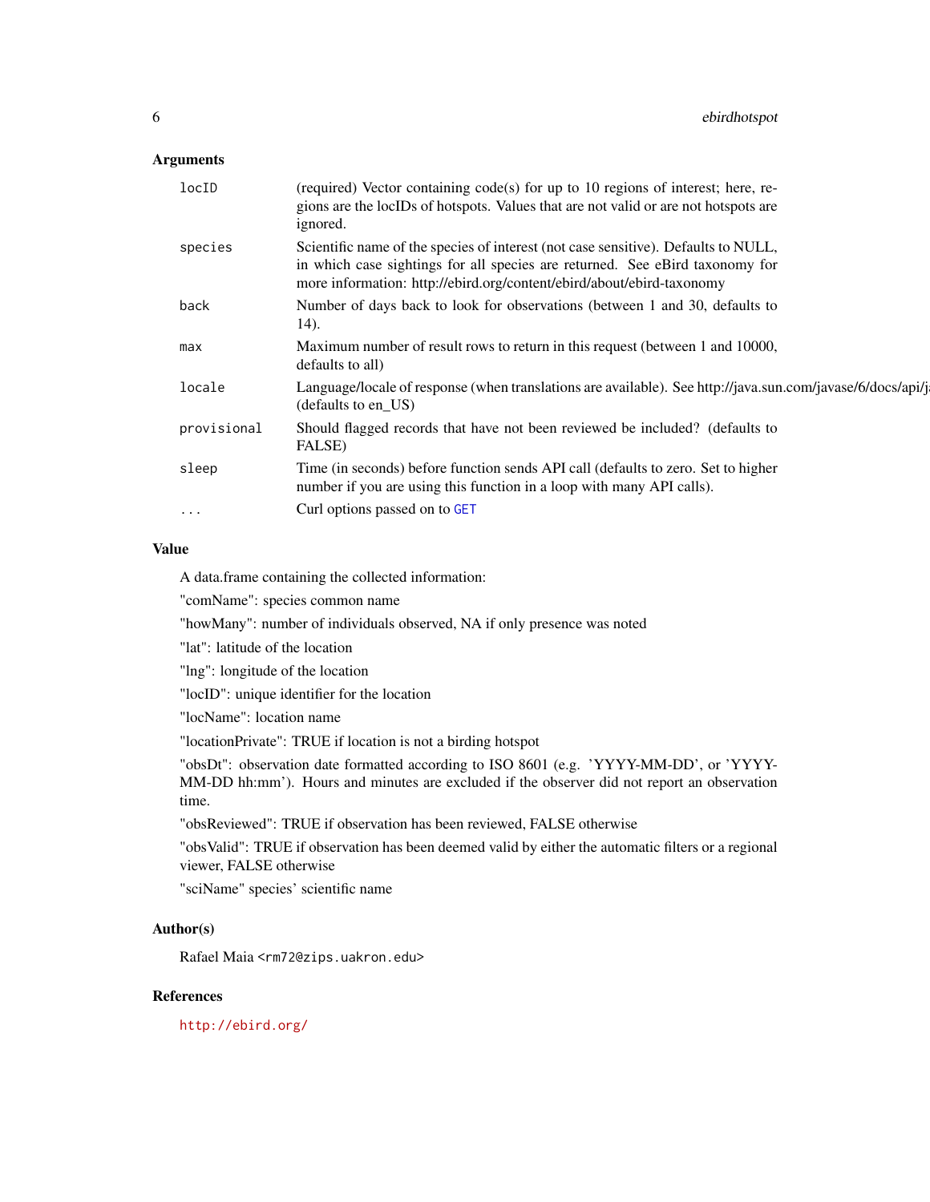### Arguments

| | |
|---|---|
| `locID` | (required) Vector containing code(s) for up to 10 regions of interest; here, regions are the locIDs of hotspots. Values that are not valid or are not hotspots are ignored. |
| `species` | Scientific name of the species of interest (not case sensitive). Defaults to NULL, in which case sightings for all species are returned. See eBird taxonomy for more information: http://ebird.org/content/ebird/about/ebird-taxonomy |
| `back` | Number of days back to look for observations (between 1 and 30, defaults to 14). |
| `max` | Maximum number of result rows to return in this request (between 1 and 10000, defaults to all) |
| `locale` | Language/locale of response (when translations are available). See http://java.sun.com/javase/6/docs/api/j (defaults to en_US) |
| `provisional` | Should flagged records that have not been reviewed be included? (defaults to FALSE) |
| `sleep` | Time (in seconds) before function sends API call (defaults to zero. Set to higher number if you are using this function in a loop with many API calls). |
| `...` | Curl options passed on to `GET` |

### Value

A data.frame containing the collected information:

"comName": species common name

"howMany": number of individuals observed, NA if only presence was noted

"lat": latitude of the location

"lng": longitude of the location

"locID": unique identifier for the location

"locName": location name

"locationPrivate": TRUE if location is not a birding hotspot

"obsDt": observation date formatted according to ISO 8601 (e.g. 'YYYY-MM-DD', or 'YYYY-MM-DD hh:mm'). Hours and minutes are excluded if the observer did not report an observation time.

"obsReviewed": TRUE if observation has been reviewed, FALSE otherwise

"obsValid": TRUE if observation has been deemed valid by either the automatic filters or a regional viewer, FALSE otherwise

"sciName" species' scientific name

### Author(s)

Rafael Maia `<rm72@zips.uakron.edu>`

### References

http://ebird.org/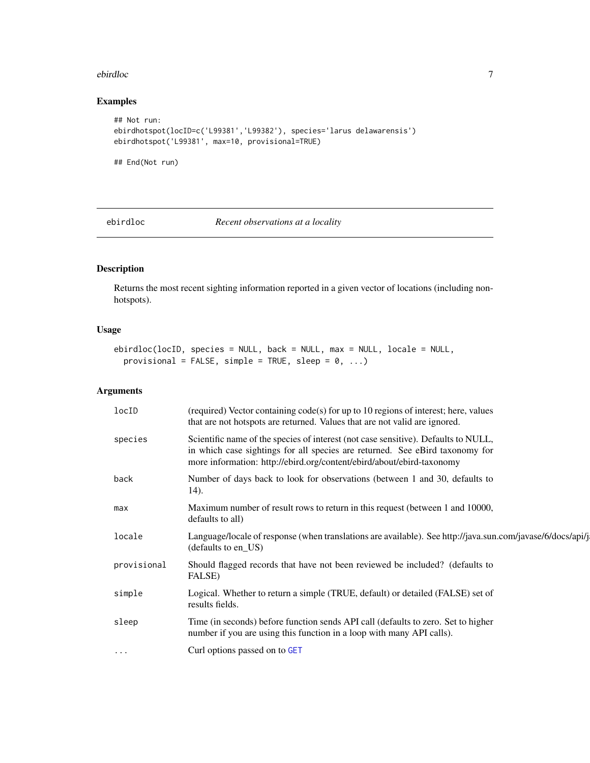## Examples

```
## Not run:
ebirdhotspot(locID=c('L99381','L99382'), species='larus delawarensis')
ebirdhotspot('L99381', max=10, provisional=TRUE)

## End(Not run)
```

---

# ebirdloc — *Recent observations at a locality*

---

## Description

Returns the most recent sighting information reported in a given vector of locations (including non-hotspots).

## Usage

```
ebirdloc(locID, species = NULL, back = NULL, max = NULL, locale = NULL,
  provisional = FALSE, simple = TRUE, sleep = 0, ...)
```

## Arguments

| Argument | Description |
|---|---|
| locID | (required) Vector containing code(s) for up to 10 regions of interest; here, values that are not hotspots are returned. Values that are not valid are ignored. |
| species | Scientific name of the species of interest (not case sensitive). Defaults to NULL, in which case sightings for all species are returned. See eBird taxonomy for more information: http://ebird.org/content/ebird/about/ebird-taxonomy |
| back | Number of days back to look for observations (between 1 and 30, defaults to 14). |
| max | Maximum number of result rows to return in this request (between 1 and 10000, defaults to all) |
| locale | Language/locale of response (when translations are available). See http://java.sun.com/javase/6/docs/api/j (defaults to en_US) |
| provisional | Should flagged records that have not been reviewed be included? (defaults to FALSE) |
| simple | Logical. Whether to return a simple (TRUE, default) or detailed (FALSE) set of results fields. |
| sleep | Time (in seconds) before function sends API call (defaults to zero. Set to higher number if you are using this function in a loop with many API calls). |
| ... | Curl options passed on to GET |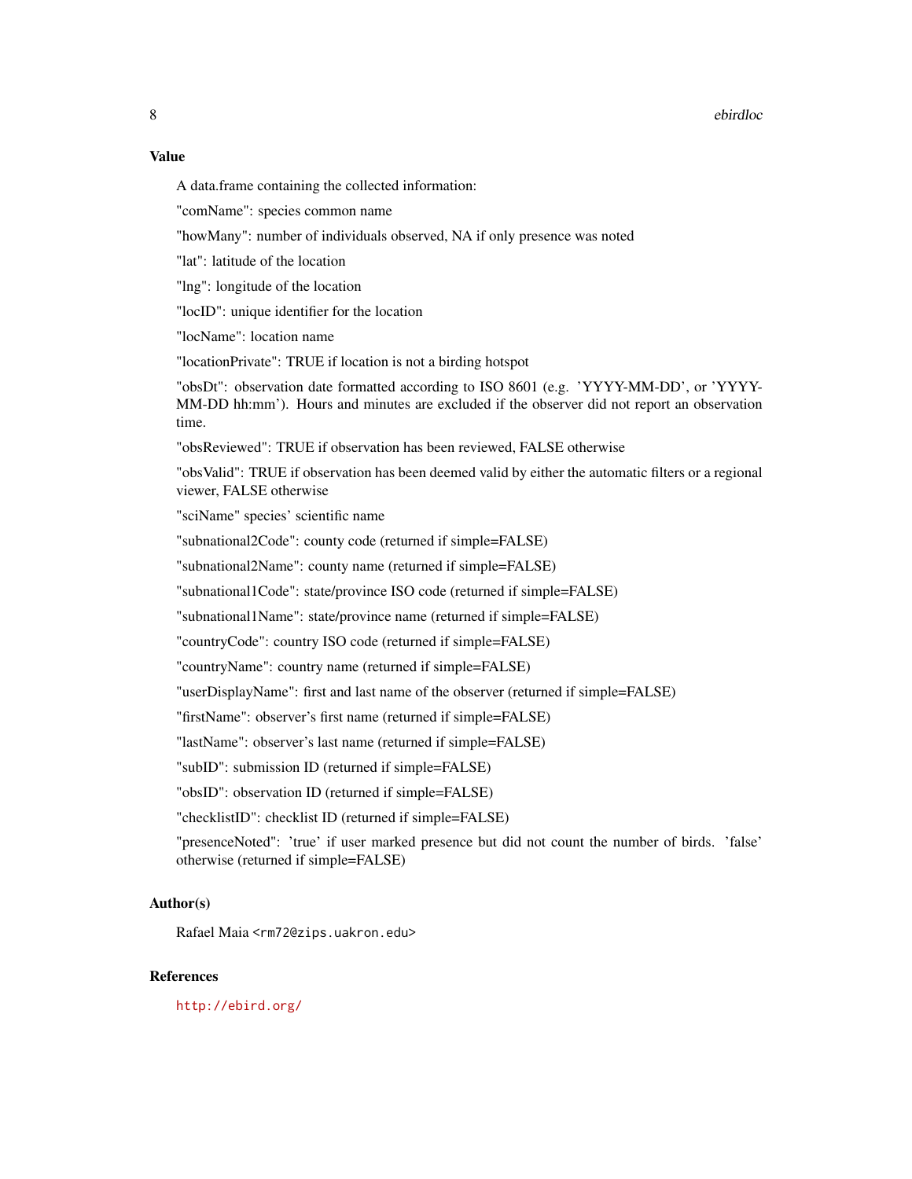## Value

A data.frame containing the collected information:

"comName": species common name

"howMany": number of individuals observed, NA if only presence was noted

"lat": latitude of the location

"lng": longitude of the location

"locID": unique identifier for the location

"locName": location name

"locationPrivate": TRUE if location is not a birding hotspot

"obsDt": observation date formatted according to ISO 8601 (e.g. 'YYYY-MM-DD', or 'YYYY-MM-DD hh:mm'). Hours and minutes are excluded if the observer did not report an observation time.

"obsReviewed": TRUE if observation has been reviewed, FALSE otherwise

"obsValid": TRUE if observation has been deemed valid by either the automatic filters or a regional viewer, FALSE otherwise

"sciName" species' scientific name

"subnational2Code": county code (returned if simple=FALSE)

"subnational2Name": county name (returned if simple=FALSE)

"subnational1Code": state/province ISO code (returned if simple=FALSE)

"subnational1Name": state/province name (returned if simple=FALSE)

"countryCode": country ISO code (returned if simple=FALSE)

"countryName": country name (returned if simple=FALSE)

"userDisplayName": first and last name of the observer (returned if simple=FALSE)

"firstName": observer's first name (returned if simple=FALSE)

"lastName": observer's last name (returned if simple=FALSE)

"subID": submission ID (returned if simple=FALSE)

"obsID": observation ID (returned if simple=FALSE)

"checklistID": checklist ID (returned if simple=FALSE)

"presenceNoted": 'true' if user marked presence but did not count the number of birds. 'false' otherwise (returned if simple=FALSE)

## Author(s)

Rafael Maia <rm72@zips.uakron.edu>

## References

http://ebird.org/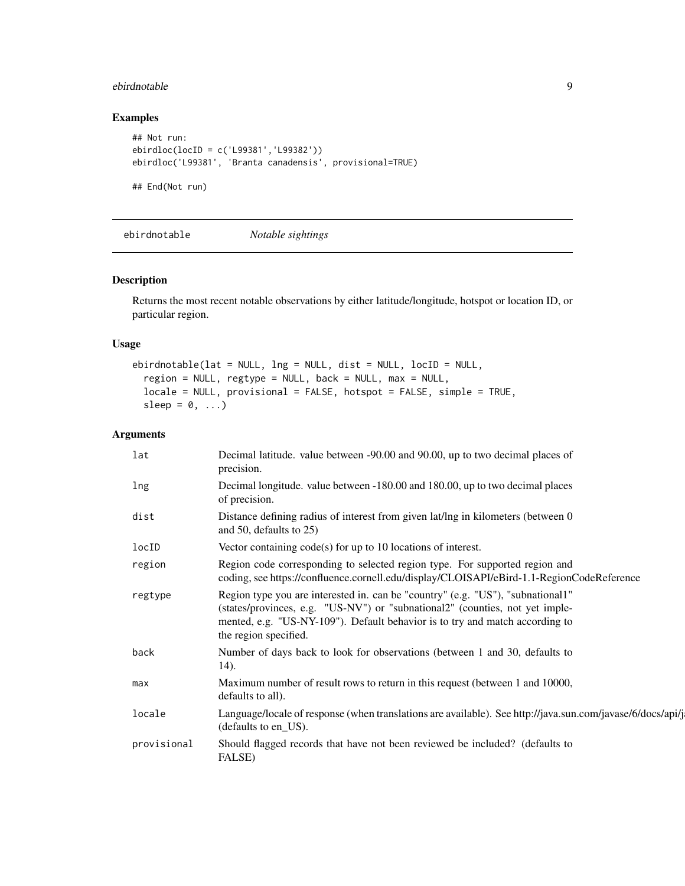## Examples

```
## Not run:
ebirdloc(locID = c('L99381','L99382'))
ebirdloc('L99381', 'Branta canadensis', provisional=TRUE)

## End(Not run)
```

---

# ebirdnotable *Notable sightings*

---

## Description

Returns the most recent notable observations by either latitude/longitude, hotspot or location ID, or particular region.

## Usage

```
ebirdnotable(lat = NULL, lng = NULL, dist = NULL, locID = NULL,
  region = NULL, regtype = NULL, back = NULL, max = NULL,
  locale = NULL, provisional = FALSE, hotspot = FALSE, simple = TRUE,
  sleep = 0, ...)
```

## Arguments

| | |
|---|---|
| `lat` | Decimal latitude. value between -90.00 and 90.00, up to two decimal places of precision. |
| `lng` | Decimal longitude. value between -180.00 and 180.00, up to two decimal places of precision. |
| `dist` | Distance defining radius of interest from given lat/lng in kilometers (between 0 and 50, defaults to 25) |
| `locID` | Vector containing code(s) for up to 10 locations of interest. |
| `region` | Region code corresponding to selected region type. For supported region and coding, see https://confluence.cornell.edu/display/CLOISAPI/eBird-1.1-RegionCodeReference |
| `regtype` | Region type you are interested in. can be "country" (e.g. "US"), "subnational1" (states/provinces, e.g. "US-NV") or "subnational2" (counties, not yet implemented, e.g. "US-NY-109"). Default behavior is to try and match according to the region specified. |
| `back` | Number of days back to look for observations (between 1 and 30, defaults to 14). |
| `max` | Maximum number of result rows to return in this request (between 1 and 10000, defaults to all). |
| `locale` | Language/locale of response (when translations are available). See http://java.sun.com/javase/6/docs/api/j (defaults to en_US). |
| `provisional` | Should flagged records that have not been reviewed be included? (defaults to FALSE) |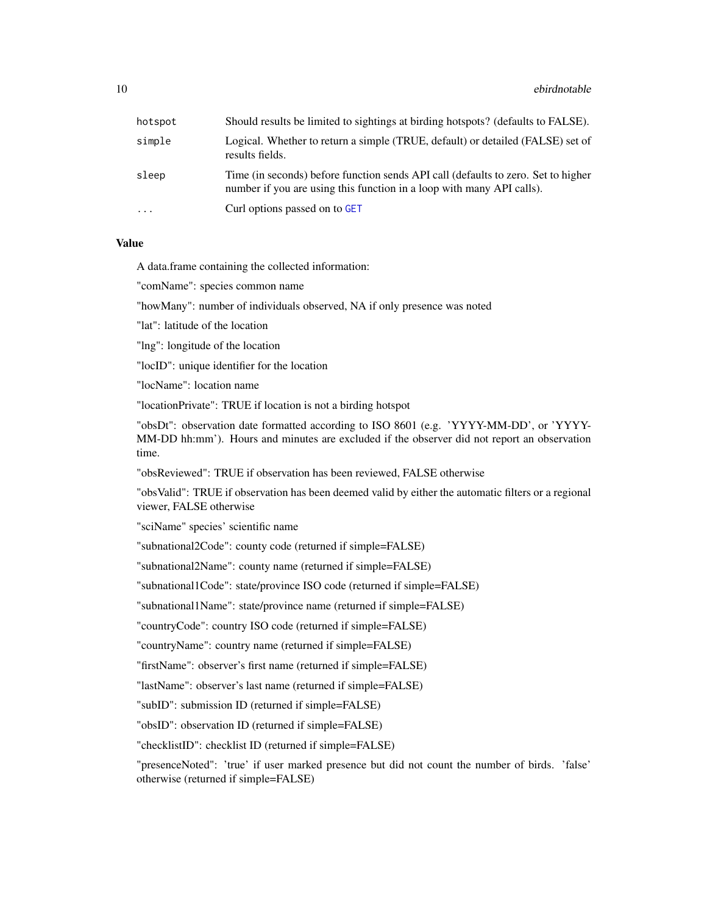| | |
|---|---|
| `hotspot` | Should results be limited to sightings at birding hotspots? (defaults to FALSE). |
| `simple` | Logical. Whether to return a simple (TRUE, default) or detailed (FALSE) set of results fields. |
| `sleep` | Time (in seconds) before function sends API call (defaults to zero. Set to higher number if you are using this function in a loop with many API calls). |
| `...` | Curl options passed on to `GET` |

### Value

A data.frame containing the collected information:

"comName": species common name

"howMany": number of individuals observed, NA if only presence was noted

"lat": latitude of the location

"lng": longitude of the location

"locID": unique identifier for the location

"locName": location name

"locationPrivate": TRUE if location is not a birding hotspot

"obsDt": observation date formatted according to ISO 8601 (e.g. 'YYYY-MM-DD', or 'YYYY-MM-DD hh:mm'). Hours and minutes are excluded if the observer did not report an observation time.

"obsReviewed": TRUE if observation has been reviewed, FALSE otherwise

"obsValid": TRUE if observation has been deemed valid by either the automatic filters or a regional viewer, FALSE otherwise

"sciName" species' scientific name

"subnational2Code": county code (returned if simple=FALSE)

"subnational2Name": county name (returned if simple=FALSE)

"subnational1Code": state/province ISO code (returned if simple=FALSE)

"subnational1Name": state/province name (returned if simple=FALSE)

"countryCode": country ISO code (returned if simple=FALSE)

"countryName": country name (returned if simple=FALSE)

"firstName": observer's first name (returned if simple=FALSE)

"lastName": observer's last name (returned if simple=FALSE)

"subID": submission ID (returned if simple=FALSE)

"obsID": observation ID (returned if simple=FALSE)

"checklistID": checklist ID (returned if simple=FALSE)

"presenceNoted": 'true' if user marked presence but did not count the number of birds. 'false' otherwise (returned if simple=FALSE)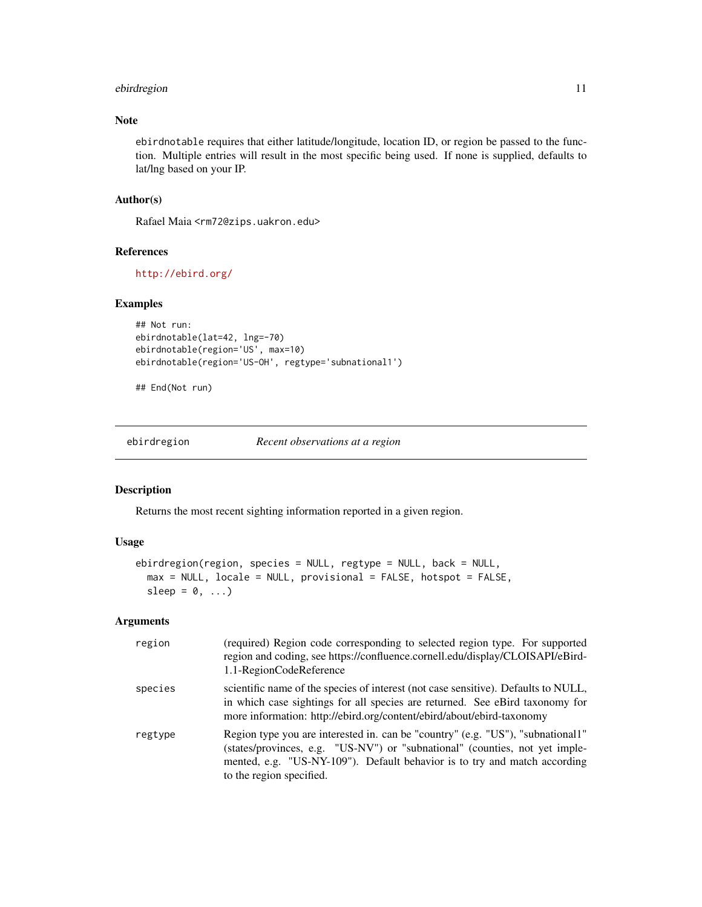## Note

`ebirdnotable` requires that either latitude/longitude, location ID, or region be passed to the function. Multiple entries will result in the most specific being used. If none is supplied, defaults to lat/lng based on your IP.

## Author(s)

Rafael Maia <rm72@zips.uakron.edu>

## References

http://ebird.org/

## Examples

```
## Not run:
ebirdnotable(lat=42, lng=-70)
ebirdnotable(region='US', max=10)
ebirdnotable(region='US-OH', regtype='subnational1')

## End(Not run)
```

---

# ebirdregion — *Recent observations at a region*

## Description

Returns the most recent sighting information reported in a given region.

## Usage

```
ebirdregion(region, species = NULL, regtype = NULL, back = NULL,
  max = NULL, locale = NULL, provisional = FALSE, hotspot = FALSE,
  sleep = 0, ...)
```

## Arguments

| | |
|---|---|
| region | (required) Region code corresponding to selected region type. For supported region and coding, see https://confluence.cornell.edu/display/CLOISAPI/eBird-1.1-RegionCodeReference |
| species | scientific name of the species of interest (not case sensitive). Defaults to NULL, in which case sightings for all species are returned. See eBird taxonomy for more information: http://ebird.org/content/ebird/about/ebird-taxonomy |
| regtype | Region type you are interested in. can be "country" (e.g. "US"), "subnational1" (states/provinces, e.g. "US-NV") or "subnational" (counties, not yet implemented, e.g. "US-NY-109"). Default behavior is to try and match according to the region specified. |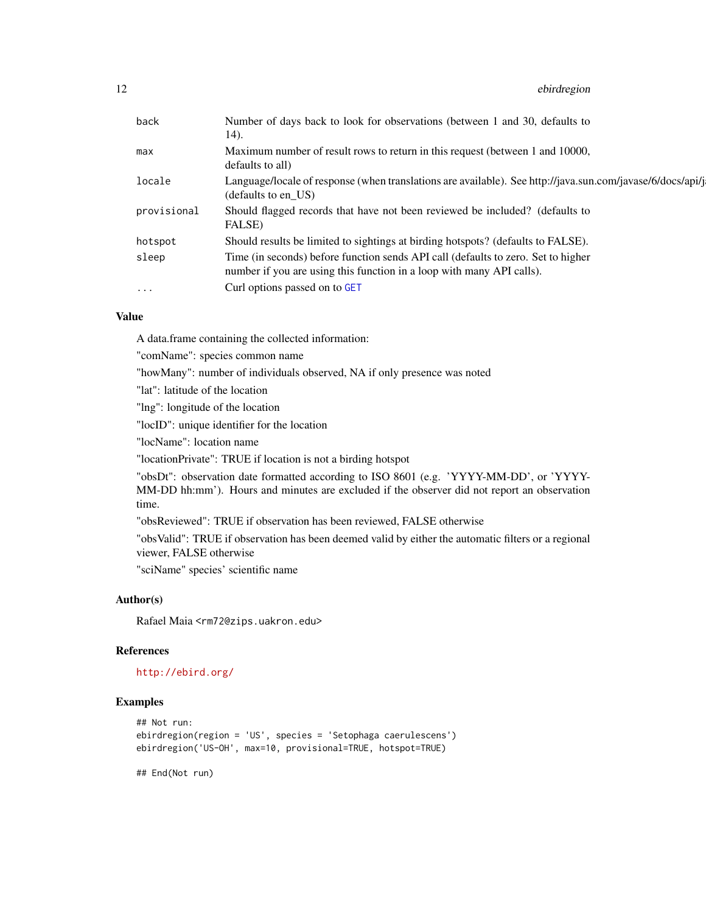| | |
|---|---|
| back | Number of days back to look for observations (between 1 and 30, defaults to 14). |
| max | Maximum number of result rows to return in this request (between 1 and 10000, defaults to all) |
| locale | Language/locale of response (when translations are available). See http://java.sun.com/javase/6/docs/api/j (defaults to en_US) |
| provisional | Should flagged records that have not been reviewed be included? (defaults to FALSE) |
| hotspot | Should results be limited to sightings at birding hotspots? (defaults to FALSE). |
| sleep | Time (in seconds) before function sends API call (defaults to zero. Set to higher number if you are using this function in a loop with many API calls). |
| ... | Curl options passed on to GET |

## Value

A data.frame containing the collected information:

"comName": species common name

"howMany": number of individuals observed, NA if only presence was noted

"lat": latitude of the location

"lng": longitude of the location

"locID": unique identifier for the location

"locName": location name

"locationPrivate": TRUE if location is not a birding hotspot

"obsDt": observation date formatted according to ISO 8601 (e.g. 'YYYY-MM-DD', or 'YYYY-MM-DD hh:mm'). Hours and minutes are excluded if the observer did not report an observation time.

"obsReviewed": TRUE if observation has been reviewed, FALSE otherwise

"obsValid": TRUE if observation has been deemed valid by either the automatic filters or a regional viewer, FALSE otherwise

"sciName" species' scientific name

## Author(s)

Rafael Maia <rm72@zips.uakron.edu>

## References

http://ebird.org/

## Examples

```
## Not run:
ebirdregion(region = 'US', species = 'Setophaga caerulescens')
ebirdregion('US-OH', max=10, provisional=TRUE, hotspot=TRUE)

## End(Not run)
```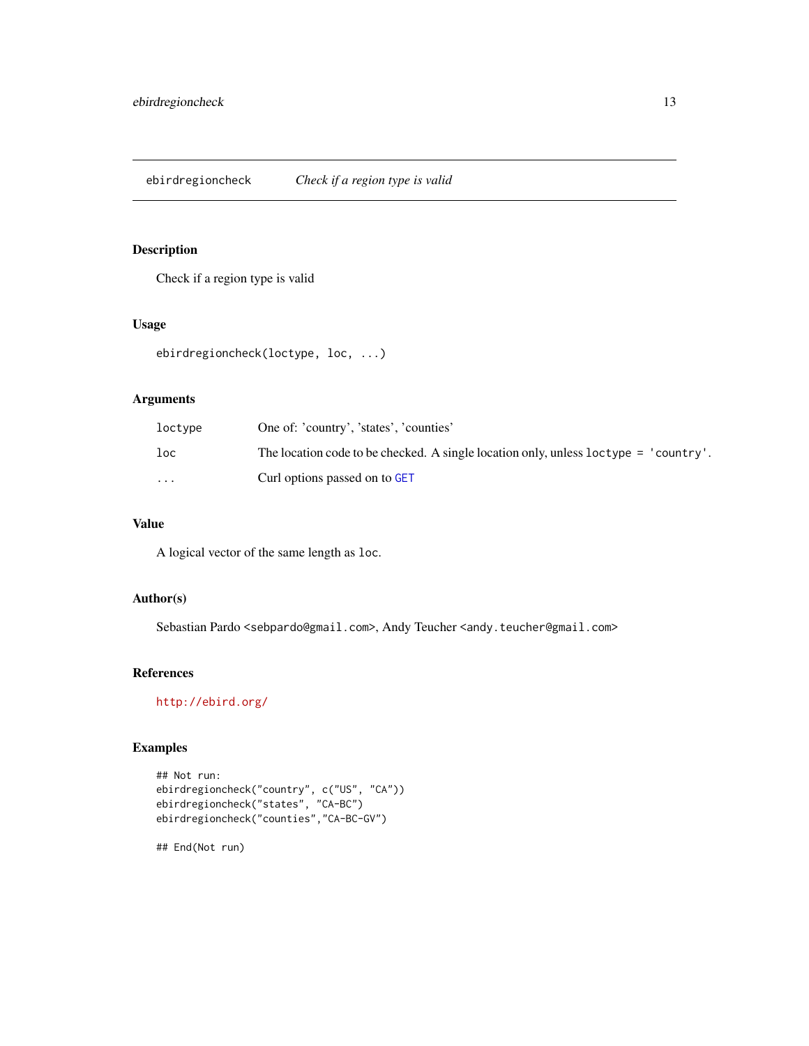## ebirdregioncheck — *Check if a region type is valid*

### Description

Check if a region type is valid

### Usage

```
ebirdregioncheck(loctype, loc, ...)
```

### Arguments

| | |
|---|---|
| loctype | One of: 'country', 'states', 'counties' |
| loc | The location code to be checked. A single location only, unless `loctype = 'country'`. |
| ... | Curl options passed on to `GET` |

### Value

A logical vector of the same length as `loc`.

### Author(s)

Sebastian Pardo <sebpardo@gmail.com>, Andy Teucher <andy.teucher@gmail.com>

### References

http://ebird.org/

### Examples

```
## Not run:
ebirdregioncheck("country", c("US", "CA"))
ebirdregioncheck("states", "CA-BC")
ebirdregioncheck("counties","CA-BC-GV")

## End(Not run)
```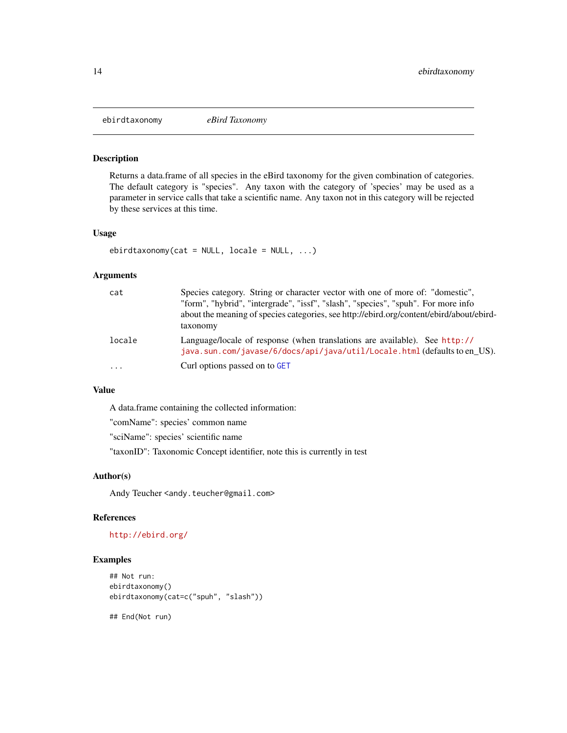ebirdtaxonomy *eBird Taxonomy*

### Description

Returns a data.frame of all species in the eBird taxonomy for the given combination of categories. The default category is "species". Any taxon with the category of 'species' may be used as a parameter in service calls that take a scientific name. Any taxon not in this category will be rejected by these services at this time.

### Usage

```
ebirdtaxonomy(cat = NULL, locale = NULL, ...)
```

### Arguments

| | |
|---|---|
| cat | Species category. String or character vector with one of more of: "domestic", "form", "hybrid", "intergrade", "issf", "slash", "species", "spuh". For more info about the meaning of species categories, see http://ebird.org/content/ebird/about/ebird-taxonomy |
| locale | Language/locale of response (when translations are available). See http://java.sun.com/javase/6/docs/api/java/util/Locale.html (defaults to en_US). |
| ... | Curl options passed on to GET |

### Value

A data.frame containing the collected information:

"comName": species' common name

"sciName": species' scientific name

"taxonID": Taxonomic Concept identifier, note this is currently in test

### Author(s)

Andy Teucher <andy.teucher@gmail.com>

### References

http://ebird.org/

### Examples

```
## Not run:
ebirdtaxonomy()
ebirdtaxonomy(cat=c("spuh", "slash"))

## End(Not run)
```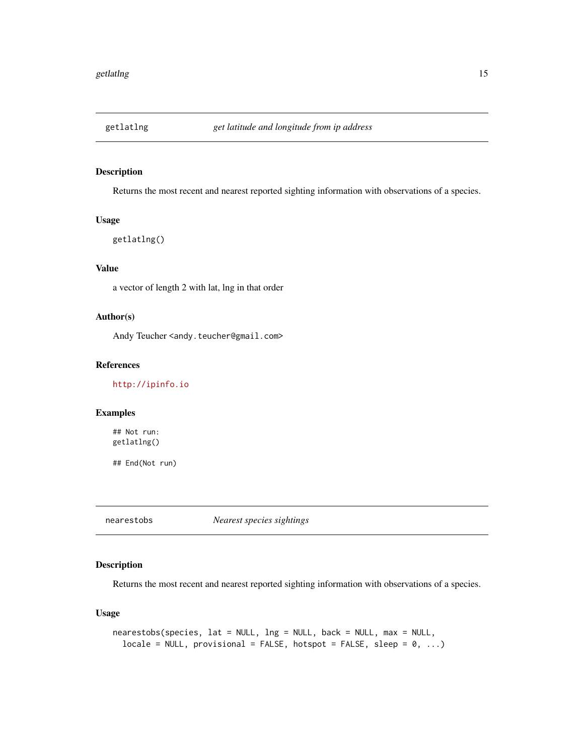## getlatlng — *get latitude and longitude from ip address*

### Description

Returns the most recent and nearest reported sighting information with observations of a species.

### Usage

```
getlatlng()
```

### Value

a vector of length 2 with lat, lng in that order

### Author(s)

Andy Teucher <andy.teucher@gmail.com>

### References

http://ipinfo.io

### Examples

```
## Not run:
getlatlng()

## End(Not run)
```

## nearestobs — *Nearest species sightings*

### Description

Returns the most recent and nearest reported sighting information with observations of a species.

### Usage

```
nearestobs(species, lat = NULL, lng = NULL, back = NULL, max = NULL,
  locale = NULL, provisional = FALSE, hotspot = FALSE, sleep = 0, ...)
```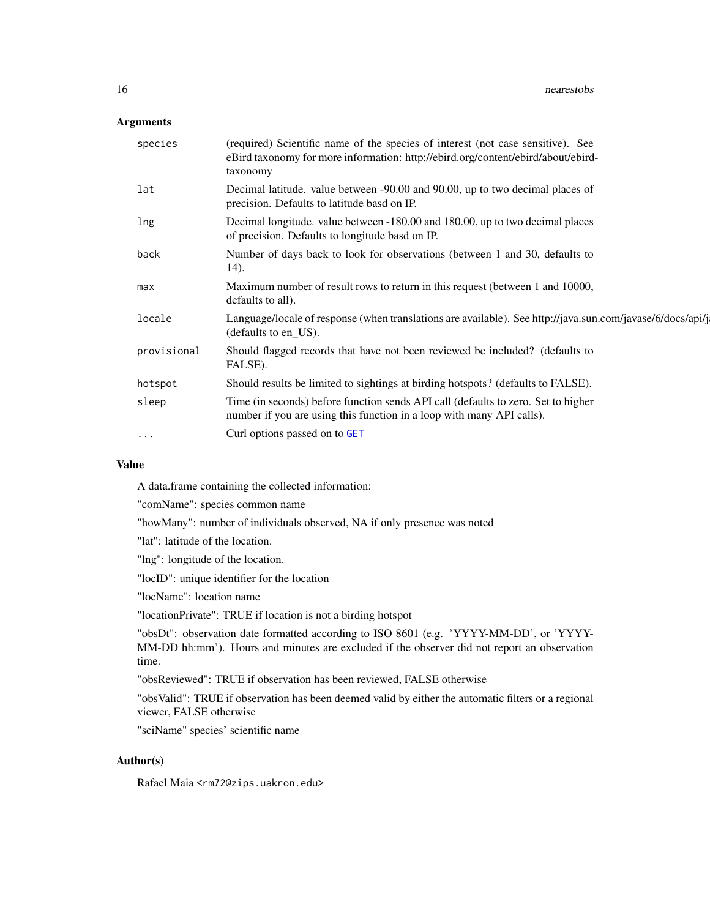### Arguments

| | |
|---|---|
| species | (required) Scientific name of the species of interest (not case sensitive). See eBird taxonomy for more information: http://ebird.org/content/ebird/about/ebird-taxonomy |
| lat | Decimal latitude. value between -90.00 and 90.00, up to two decimal places of precision. Defaults to latitude basd on IP. |
| lng | Decimal longitude. value between -180.00 and 180.00, up to two decimal places of precision. Defaults to longitude basd on IP. |
| back | Number of days back to look for observations (between 1 and 30, defaults to 14). |
| max | Maximum number of result rows to return in this request (between 1 and 10000, defaults to all). |
| locale | Language/locale of response (when translations are available). See http://java.sun.com/javase/6/docs/api/j (defaults to en_US). |
| provisional | Should flagged records that have not been reviewed be included? (defaults to FALSE). |
| hotspot | Should results be limited to sightings at birding hotspots? (defaults to FALSE). |
| sleep | Time (in seconds) before function sends API call (defaults to zero. Set to higher number if you are using this function in a loop with many API calls). |
| ... | Curl options passed on to GET |

### Value

A data.frame containing the collected information:

"comName": species common name

"howMany": number of individuals observed, NA if only presence was noted

"lat": latitude of the location.

"lng": longitude of the location.

"locID": unique identifier for the location

"locName": location name

"locationPrivate": TRUE if location is not a birding hotspot

"obsDt": observation date formatted according to ISO 8601 (e.g. 'YYYY-MM-DD', or 'YYYY-MM-DD hh:mm'). Hours and minutes are excluded if the observer did not report an observation time.

"obsReviewed": TRUE if observation has been reviewed, FALSE otherwise

"obsValid": TRUE if observation has been deemed valid by either the automatic filters or a regional viewer, FALSE otherwise

"sciName" species' scientific name

### Author(s)

Rafael Maia <rm72@zips.uakron.edu>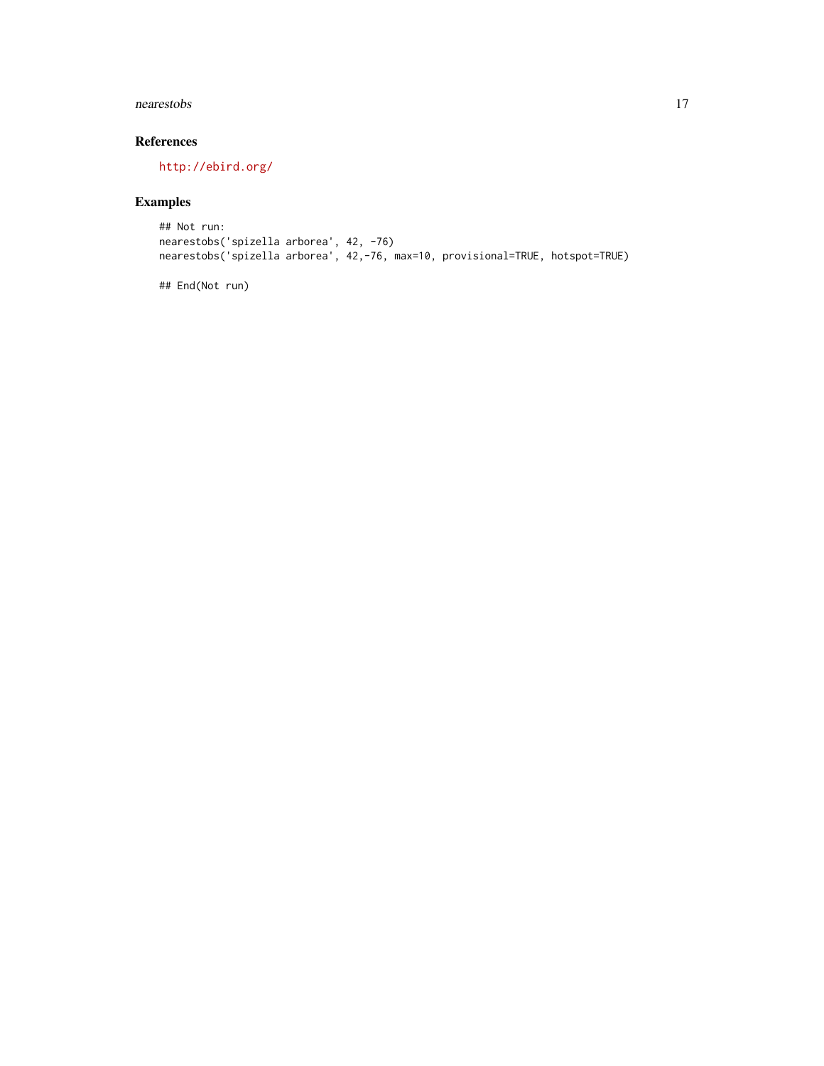## References

http://ebird.org/

## Examples

```
## Not run:
nearestobs('spizella arborea', 42, -76)
nearestobs('spizella arborea', 42,-76, max=10, provisional=TRUE, hotspot=TRUE)

## End(Not run)
```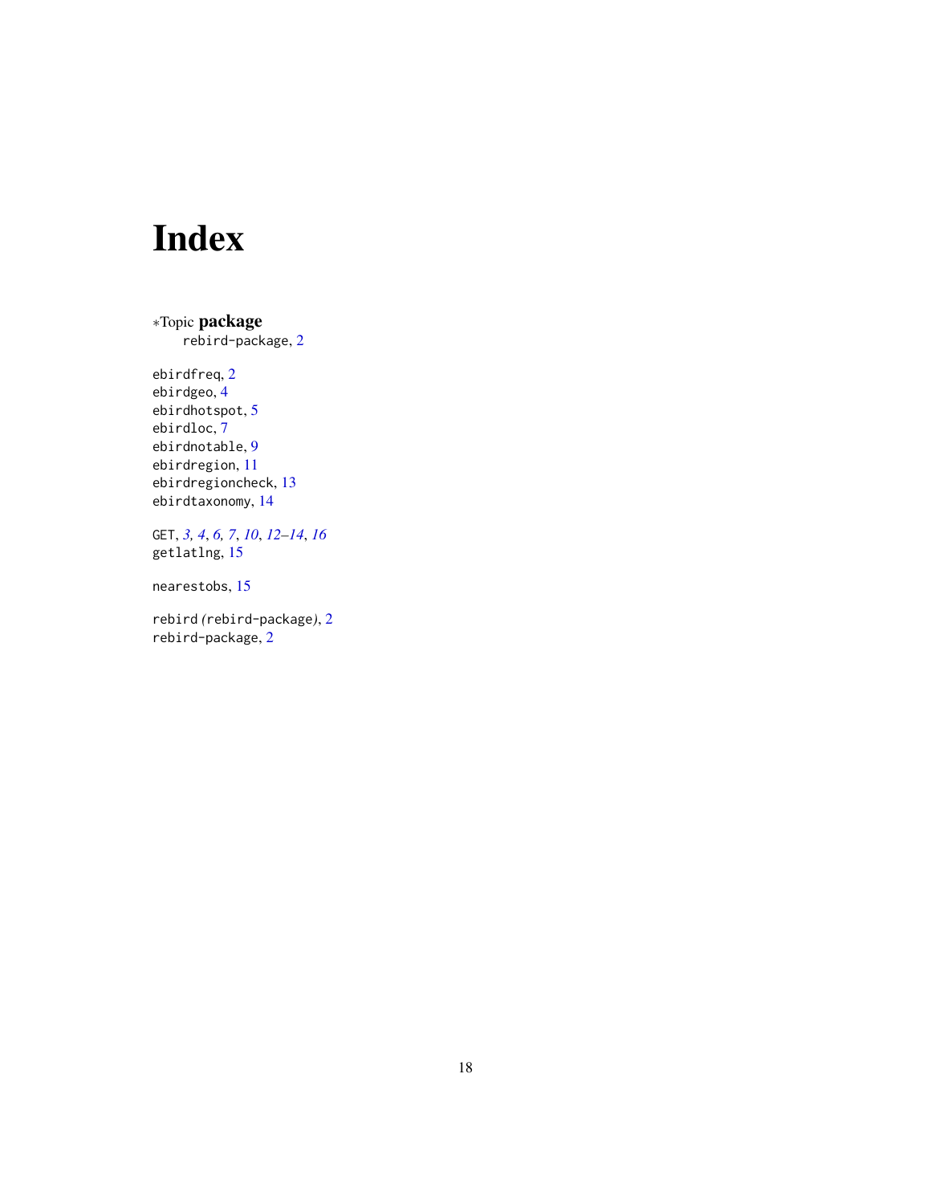# Index

∗Topic **package**
    rebird-package, 2

ebirdfreq, 2
ebirdgeo, 4
ebirdhotspot, 5
ebirdloc, 7
ebirdnotable, 9
ebirdregion, 11
ebirdregioncheck, 13
ebirdtaxonomy, 14

GET, *3, 4*, *6, 7*, *10*, *12–14*, *16*
getlatlng, 15

nearestobs, 15

rebird *(*rebird-package*)*, 2
rebird-package, 2